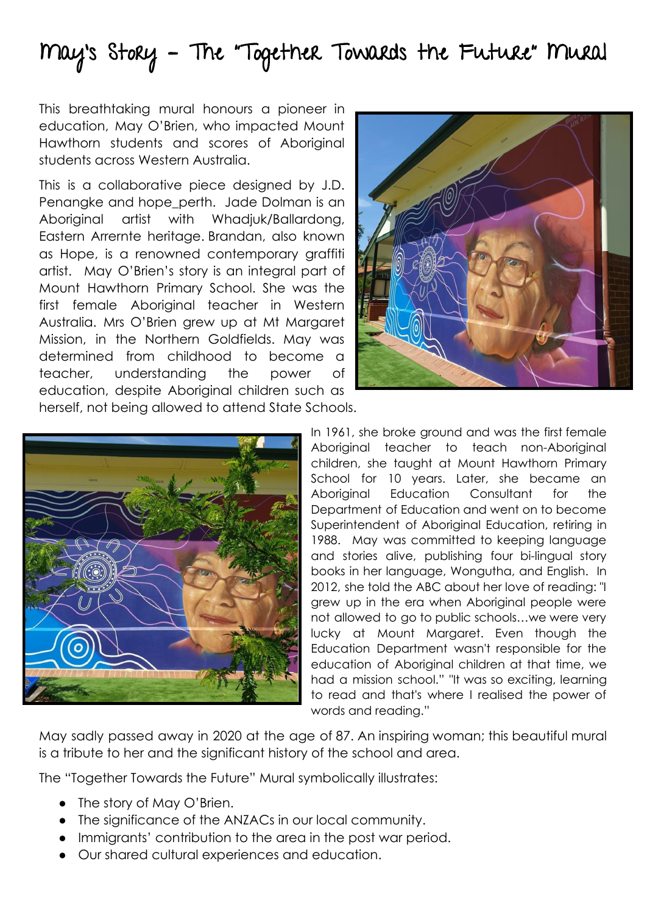# May's Story - The "Together Towards the Future" Mural

This breathtaking mural honours a pioneer in education, May O'Brien, who impacted Mount Hawthorn students and scores of Aboriginal students across Western Australia.

This is a collaborative piece designed by J.D. Penangke and hope_perth. Jade Dolman is an Aboriginal artist with Whadjuk/Ballardong, Eastern Arrernte heritage. Brandan, also known as Hope, is a renowned contemporary graffiti artist. May O'Brien's story is an integral part of Mount Hawthorn Primary School. She was the first female Aboriginal teacher in Western Australia. Mrs O'Brien grew up at Mt Margaret Mission, in the Northern Goldfields. May was determined from childhood to become a teacher, understanding the power of education, despite Aboriginal children such as herself, not being allowed to attend State Schools.

In 1961, she broke ground and was the first female Aboriginal teacher to teach non-Aboriginal children, she taught at Mount Hawthorn Primary School for 10 years. Later, she became an Aboriginal Education Consultant for the Department of Education and went on to become Superintendent of Aboriginal Education, retiring in 1988. May was committed to keeping language and stories alive, publishing four bi-lingual story books in her language, Wongutha, and English. In 2012, she told the ABC about her love of reading: "I grew up in the era when Aboriginal people were not allowed to go to public schools…we were very lucky at Mount Margaret. Even though the Education Department wasn't responsible for the education of Aboriginal children at that time, we had a mission school." "It was so exciting, learning to read and that's where I realised the power of words and reading."

May sadly passed away in 2020 at the age of 87. An inspiring woman; this beautiful mural is a tribute to her and the significant history of the school and area.

The "Together Towards the Future" Mural symbolically illustrates:

- The story of May O'Brien.
- The significance of the ANZACs in our local community.
- Immigrants' contribution to the area in the post war period.
- Our shared cultural experiences and education.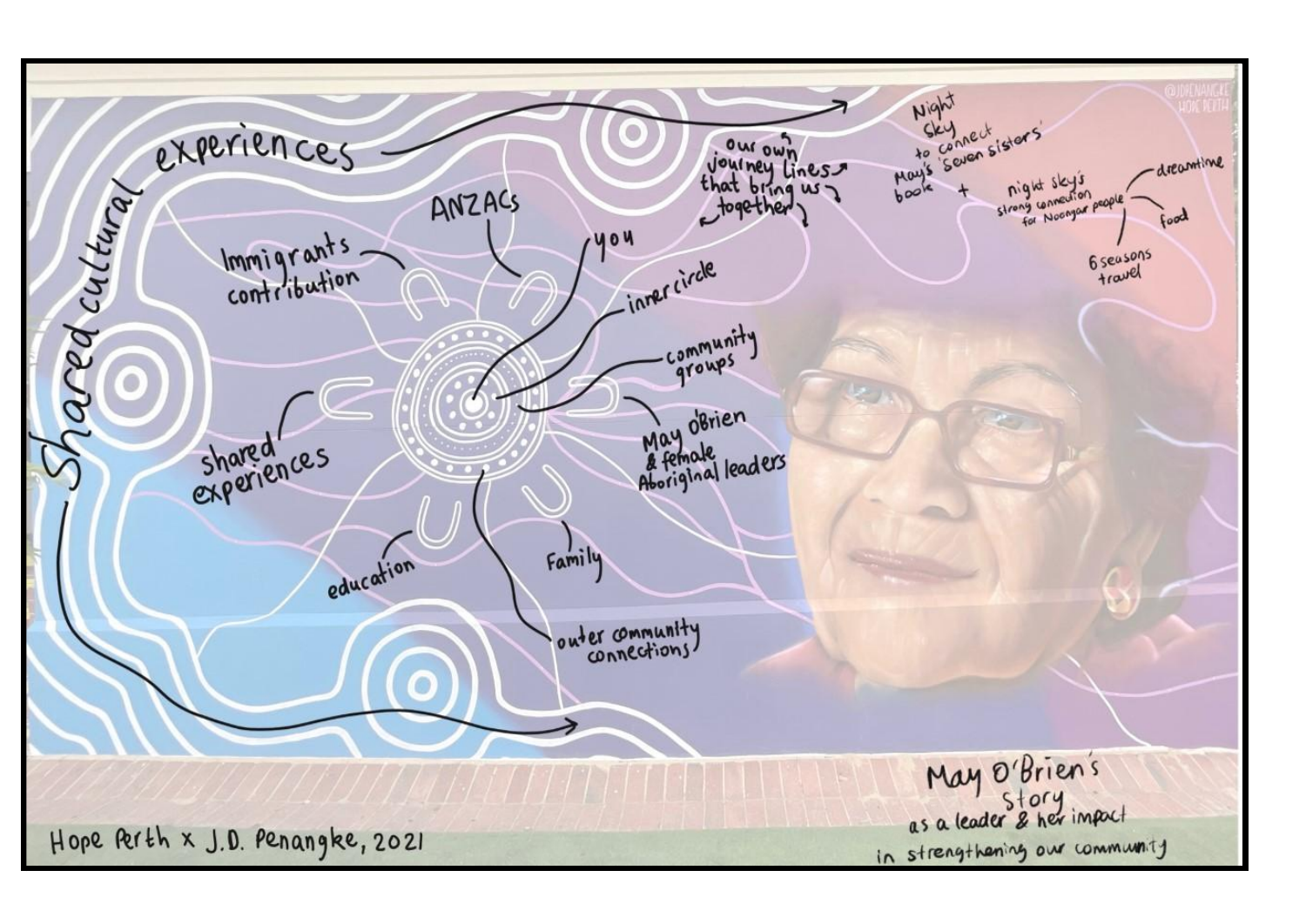Shared cultural experiences

ANZACs

Immigrants contribution

you

inner circle

community groups

shared experiences

May O'Brien & female Aboriginal leaders

education

Family

outer community connections

our own journey lines that bring us together

Night Sky to connect May's 'seven sisters' book +

night sky's strong connection for Noongar people

dreamtime

food

6 seasons travel

@JDPENANGKE HOPE PERTH

May O'Brien's story as a leader & her impact in strengthening our community

Hope Perth x J.D. Penangke, 2021